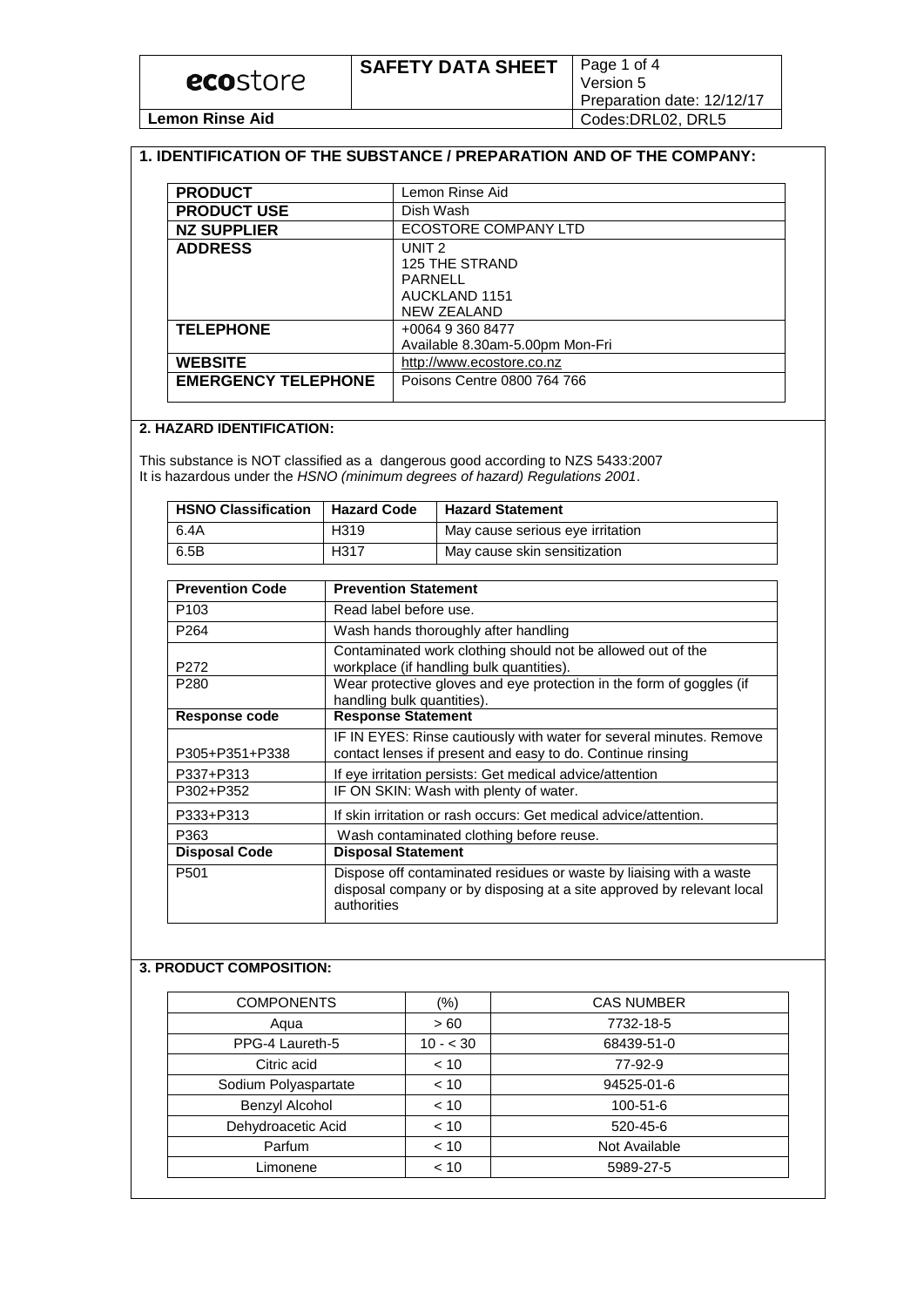| **ecostore** | **SAFETY DATA SHEET** | Version 5<br>Preparation date: 12/12/17 |
|---|---|---|
| **Lemon Rinse Aid** | | Codes:DRL02, DRL5 |

## 1. IDENTIFICATION OF THE SUBSTANCE / PREPARATION AND OF THE COMPANY:

| **PRODUCT** | Lemon Rinse Aid |
|---|---|
| **PRODUCT USE** | Dish Wash |
| **NZ SUPPLIER** | ECOSTORE COMPANY LTD |
| **ADDRESS** | UNIT 2<br>125 THE STRAND<br>PARNELL<br>AUCKLAND 1151<br>NEW ZEALAND |
| **TELEPHONE** | +0064 9 360 8477<br>Available 8.30am-5.00pm Mon-Fri |
| **WEBSITE** | http://www.ecostore.co.nz |
| **EMERGENCY TELEPHONE** | Poisons Centre 0800 764 766 |

## 2. HAZARD IDENTIFICATION:

This substance is NOT classified as a dangerous good according to NZS 5433:2007
It is hazardous under the *HSNO (minimum degrees of hazard) Regulations 2001*.

| **HSNO Classification** | **Hazard Code** | **Hazard Statement** |
|---|---|---|
| 6.4A | H319 | May cause serious eye irritation |
| 6.5B | H317 | May cause skin sensitization |

| **Prevention Code** | **Prevention Statement** |
|---|---|
| P103 | Read label before use. |
| P264 | Wash hands thoroughly after handling |
| P272 | Contaminated work clothing should not be allowed out of the workplace (if handling bulk quantities). |
| P280 | Wear protective gloves and eye protection in the form of goggles (if handling bulk quantities). |
| **Response code** | **Response Statement** |
| P305+P351+P338 | IF IN EYES: Rinse cautiously with water for several minutes. Remove contact lenses if present and easy to do. Continue rinsing |
| P337+P313 | If eye irritation persists: Get medical advice/attention |
| P302+P352 | IF ON SKIN: Wash with plenty of water. |
| P333+P313 | If skin irritation or rash occurs: Get medical advice/attention. |
| P363 | Wash contaminated clothing before reuse. |
| **Disposal Code** | **Disposal Statement** |
| P501 | Dispose off contaminated residues or waste by liaising with a waste disposal company or by disposing at a site approved by relevant local authorities |

## 3. PRODUCT COMPOSITION:

| COMPONENTS | (%) | CAS NUMBER |
|---|---|---|
| Aqua | > 60 | 7732-18-5 |
| PPG-4 Laureth-5 | 10 - < 30 | 68439-51-0 |
| Citric acid | < 10 | 77-92-9 |
| Sodium Polyaspartate | < 10 | 94525-01-6 |
| Benzyl Alcohol | < 10 | 100-51-6 |
| Dehydroacetic Acid | < 10 | 520-45-6 |
| Parfum | < 10 | Not Available |
| Limonene | < 10 | 5989-27-5 |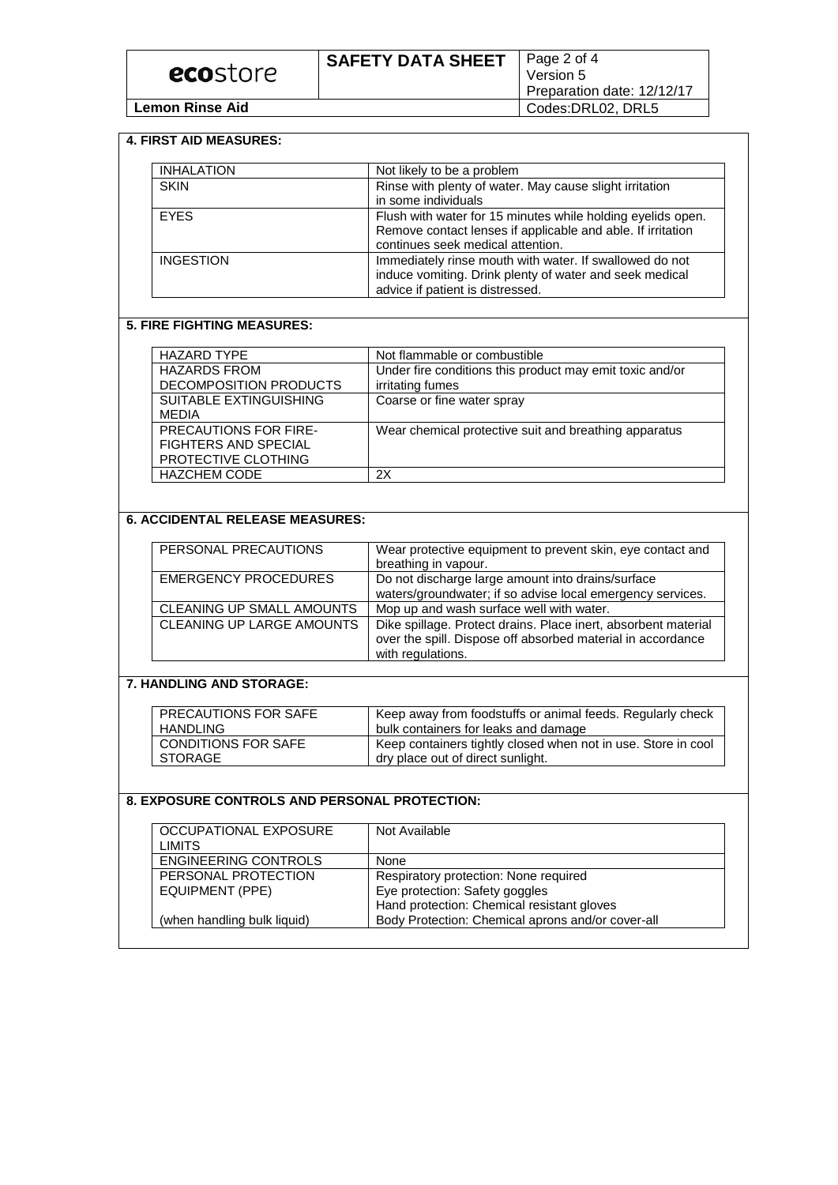## 4. FIRST AID MEASURES:

| | |
|---|---|
| INHALATION | Not likely to be a problem |
| SKIN | Rinse with plenty of water. May cause slight irritation in some individuals |
| EYES | Flush with water for 15 minutes while holding eyelids open. Remove contact lenses if applicable and able. If irritation continues seek medical attention. |
| INGESTION | Immediately rinse mouth with water. If swallowed do not induce vomiting. Drink plenty of water and seek medical advice if patient is distressed. |

## 5. FIRE FIGHTING MEASURES:

| | |
|---|---|
| HAZARD TYPE | Not flammable or combustible |
| HAZARDS FROM DECOMPOSITION PRODUCTS | Under fire conditions this product may emit toxic and/or irritating fumes |
| SUITABLE EXTINGUISHING MEDIA | Coarse or fine water spray |
| PRECAUTIONS FOR FIRE-FIGHTERS AND SPECIAL PROTECTIVE CLOTHING | Wear chemical protective suit and breathing apparatus |
| HAZCHEM CODE | 2X |

## 6. ACCIDENTAL RELEASE MEASURES:

| | |
|---|---|
| PERSONAL PRECAUTIONS | Wear protective equipment to prevent skin, eye contact and breathing in vapour. |
| EMERGENCY PROCEDURES | Do not discharge large amount into drains/surface waters/groundwater; if so advise local emergency services. |
| CLEANING UP SMALL AMOUNTS | Mop up and wash surface well with water. |
| CLEANING UP LARGE AMOUNTS | Dike spillage. Protect drains. Place inert, absorbent material over the spill. Dispose off absorbed material in accordance with regulations. |

## 7. HANDLING AND STORAGE:

| | |
|---|---|
| PRECAUTIONS FOR SAFE HANDLING | Keep away from foodstuffs or animal feeds. Regularly check bulk containers for leaks and damage |
| CONDITIONS FOR SAFE STORAGE | Keep containers tightly closed when not in use. Store in cool dry place out of direct sunlight. |

## 8. EXPOSURE CONTROLS AND PERSONAL PROTECTION:

| | |
|---|---|
| OCCUPATIONAL EXPOSURE LIMITS | Not Available |
| ENGINEERING CONTROLS | None |
| PERSONAL PROTECTION EQUIPMENT (PPE) (when handling bulk liquid) | Respiratory protection: None required<br>Eye protection: Safety goggles<br>Hand protection: Chemical resistant gloves<br>Body Protection: Chemical aprons and/or cover-all |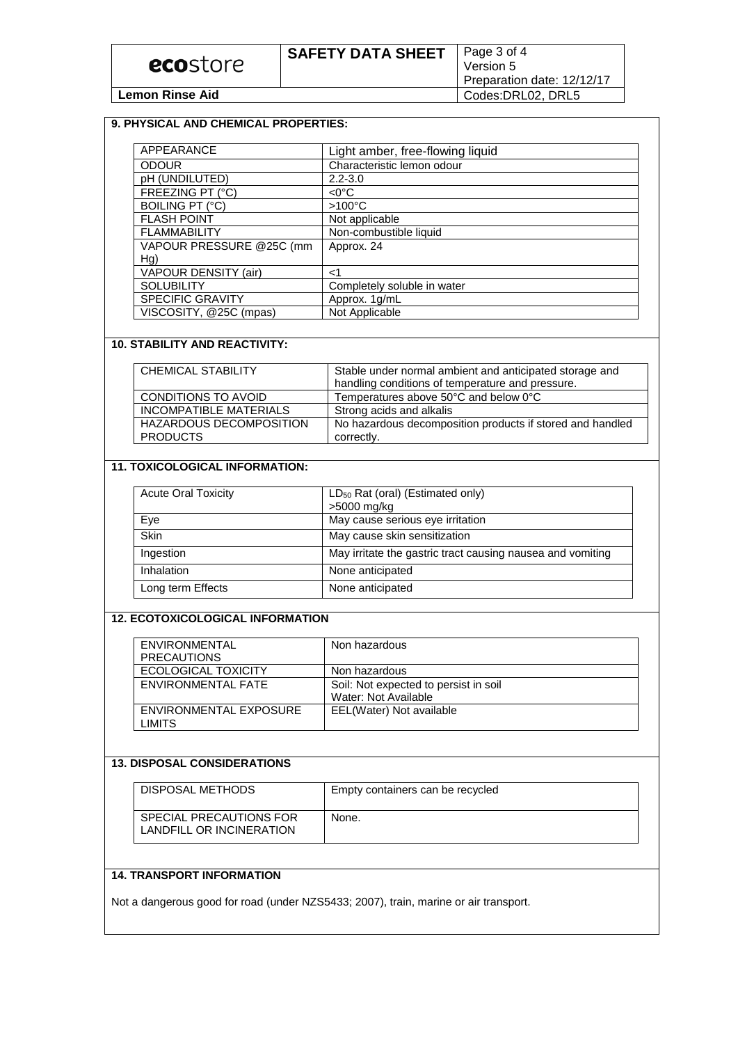## 9. PHYSICAL AND CHEMICAL PROPERTIES:

| | |
|---|---|
| APPEARANCE | Light amber, free-flowing liquid |
| ODOUR | Characteristic lemon odour |
| pH (UNDILUTED) | 2.2-3.0 |
| FREEZING PT (°C) | <0°C |
| BOILING PT (°C) | >100°C |
| FLASH POINT | Not applicable |
| FLAMMABILITY | Non-combustible liquid |
| VAPOUR PRESSURE @25C (mm Hg) | Approx. 24 |
| VAPOUR DENSITY (air) | <1 |
| SOLUBILITY | Completely soluble in water |
| SPECIFIC GRAVITY | Approx. 1g/mL |
| VISCOSITY, @25C (mpas) | Not Applicable |

## 10. STABILITY AND REACTIVITY:

| | |
|---|---|
| CHEMICAL STABILITY | Stable under normal ambient and anticipated storage and handling conditions of temperature and pressure. |
| CONDITIONS TO AVOID | Temperatures above 50°C and below 0°C |
| INCOMPATIBLE MATERIALS | Strong acids and alkalis |
| HAZARDOUS DECOMPOSITION PRODUCTS | No hazardous decomposition products if stored and handled correctly. |

## 11. TOXICOLOGICAL INFORMATION:

| | |
|---|---|
| Acute Oral Toxicity | $LD_{50}$ Rat (oral) (Estimated only) >5000 mg/kg |
| Eye | May cause serious eye irritation |
| Skin | May cause skin sensitization |
| Ingestion | May irritate the gastric tract causing nausea and vomiting |
| Inhalation | None anticipated |
| Long term Effects | None anticipated |

## 12. ECOTOXICOLOGICAL INFORMATION

| | |
|---|---|
| ENVIRONMENTAL PRECAUTIONS | Non hazardous |
| ECOLOGICAL TOXICITY | Non hazardous |
| ENVIRONMENTAL FATE | Soil: Not expected to persist in soil<br>Water: Not Available |
| ENVIRONMENTAL EXPOSURE LIMITS | EEL(Water) Not available |

## 13. DISPOSAL CONSIDERATIONS

| | |
|---|---|
| DISPOSAL METHODS | Empty containers can be recycled |
| SPECIAL PRECAUTIONS FOR LANDFILL OR INCINERATION | None. |

## 14. TRANSPORT INFORMATION

Not a dangerous good for road (under NZS5433; 2007), train, marine or air transport.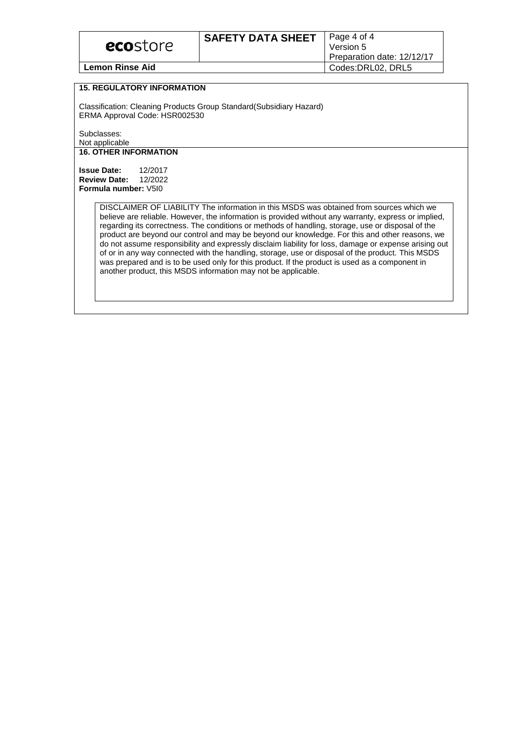## 15. REGULATORY INFORMATION

Classification: Cleaning Products Group Standard(Subsidiary Hazard)
ERMA Approval Code: HSR002530

Subclasses:
Not applicable

## 16. OTHER INFORMATION

**Issue Date:** 12/2017
**Review Date:** 12/2022
**Formula number:** V5I0

DISCLAIMER OF LIABILITY The information in this MSDS was obtained from sources which we believe are reliable. However, the information is provided without any warranty, express or implied, regarding its correctness. The conditions or methods of handling, storage, use or disposal of the product are beyond our control and may be beyond our knowledge. For this and other reasons, we do not assume responsibility and expressly disclaim liability for loss, damage or expense arising out of or in any way connected with the handling, storage, use or disposal of the product. This MSDS was prepared and is to be used only for this product. If the product is used as a component in another product, this MSDS information may not be applicable.